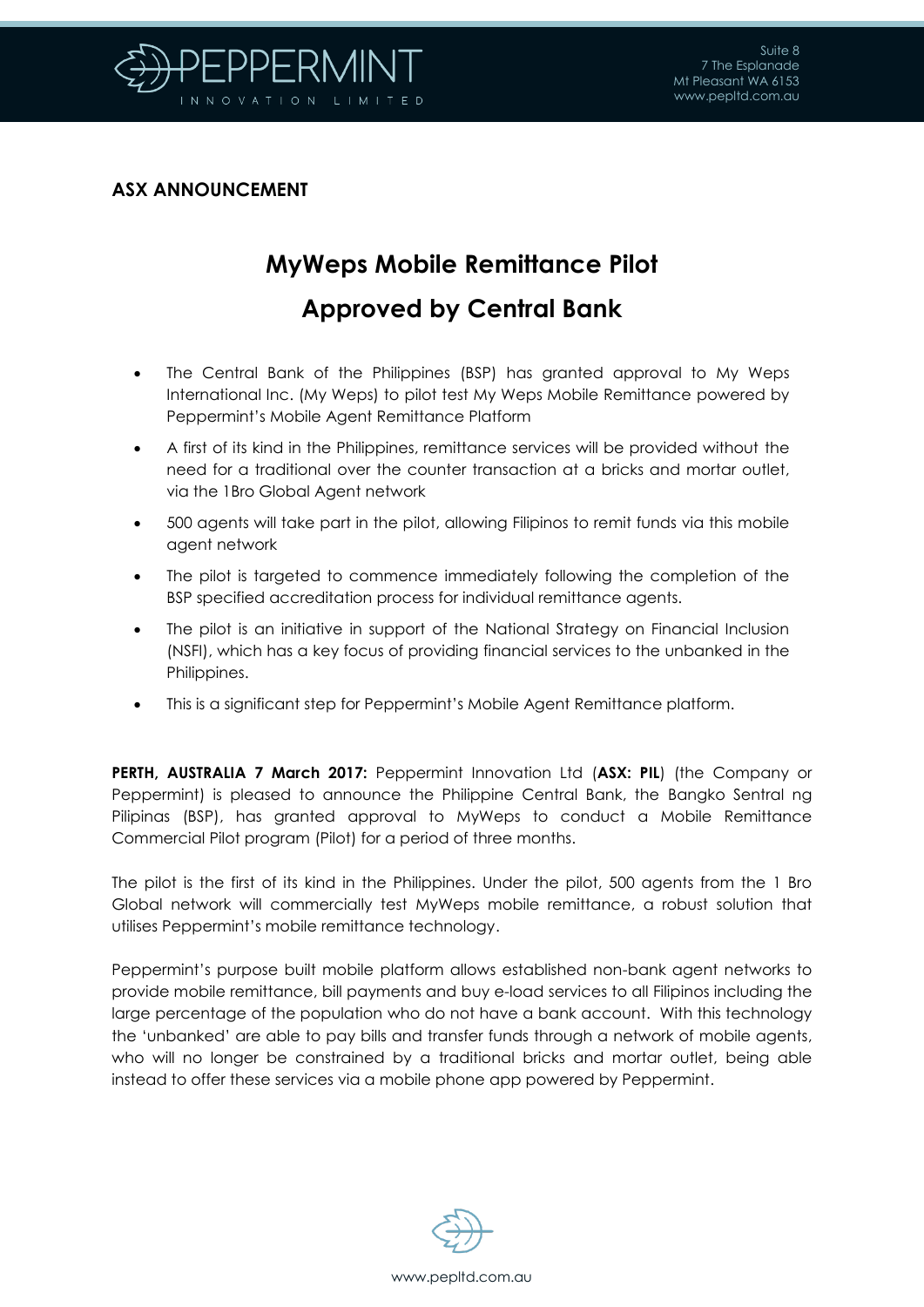**ASX ANNOUNCEMENT**

# MyWeps Mobile Remittance Pilot

# Approved by Central Bank

- The Central Bank of the Philippines (BSP) has granted approval to My Weps International Inc. (My Weps) to pilot test My Weps Mobile Remittance powered by Peppermint's Mobile Agent Remittance Platform
- A first of its kind in the Philippines, remittance services will be provided without the need for a traditional over the counter transaction at a bricks and mortar outlet, via the 1Bro Global Agent network
- 500 agents will take part in the pilot, allowing Filipinos to remit funds via this mobile agent network
- The pilot is targeted to commence immediately following the completion of the BSP specified accreditation process for individual remittance agents.
- The pilot is an initiative in support of the National Strategy on Financial Inclusion (NSFI), which has a key focus of providing financial services to the unbanked in the Philippines.
- This is a significant step for Peppermint's Mobile Agent Remittance platform.

**PERTH, AUSTRALIA 7 March 2017:** Peppermint Innovation Ltd (**ASX: PIL**) (the Company or Peppermint) is pleased to announce the Philippine Central Bank, the Bangko Sentral ng Pilipinas (BSP), has granted approval to MyWeps to conduct a Mobile Remittance Commercial Pilot program (Pilot) for a period of three months.

The pilot is the first of its kind in the Philippines. Under the pilot, 500 agents from the 1 Bro Global network will commercially test MyWeps mobile remittance, a robust solution that utilises Peppermint's mobile remittance technology.

Peppermint's purpose built mobile platform allows established non-bank agent networks to provide mobile remittance, bill payments and buy e-load services to all Filipinos including the large percentage of the population who do not have a bank account. With this technology the 'unbanked' are able to pay bills and transfer funds through a network of mobile agents, who will no longer be constrained by a traditional bricks and mortar outlet, being able instead to offer these services via a mobile phone app powered by Peppermint.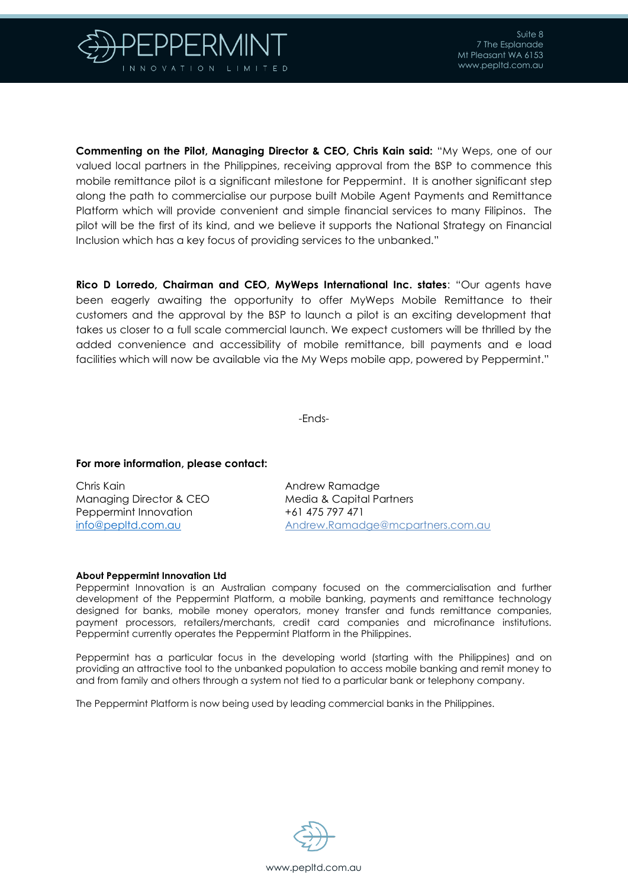**Commenting on the Pilot, Managing Director & CEO, Chris Kain said:** "My Weps, one of our valued local partners in the Philippines, receiving approval from the BSP to commence this mobile remittance pilot is a significant milestone for Peppermint. It is another significant step along the path to commercialise our purpose built Mobile Agent Payments and Remittance Platform which will provide convenient and simple financial services to many Filipinos. The pilot will be the first of its kind, and we believe it supports the National Strategy on Financial Inclusion which has a key focus of providing services to the unbanked."

**Rico D Lorredo, Chairman and CEO, MyWeps International Inc. states**: "Our agents have been eagerly awaiting the opportunity to offer MyWeps Mobile Remittance to their customers and the approval by the BSP to launch a pilot is an exciting development that takes us closer to a full scale commercial launch. We expect customers will be thrilled by the added convenience and accessibility of mobile remittance, bill payments and e load facilities which will now be available via the My Weps mobile app, powered by Peppermint."

-Ends-

**For more information, please contact:**

Chris Kain
Managing Director & CEO
Peppermint Innovation
info@pepltd.com.au

Andrew Ramadge
Media & Capital Partners
+61 475 797 471
Andrew.Ramadge@mcpartners.com.au

**About Peppermint Innovation Ltd**

Peppermint Innovation is an Australian company focused on the commercialisation and further development of the Peppermint Platform, a mobile banking, payments and remittance technology designed for banks, mobile money operators, money transfer and funds remittance companies, payment processors, retailers/merchants, credit card companies and microfinance institutions. Peppermint currently operates the Peppermint Platform in the Philippines.

Peppermint has a particular focus in the developing world (starting with the Philippines) and on providing an attractive tool to the unbanked population to access mobile banking and remit money to and from family and others through a system not tied to a particular bank or telephony company.

The Peppermint Platform is now being used by leading commercial banks in the Philippines.